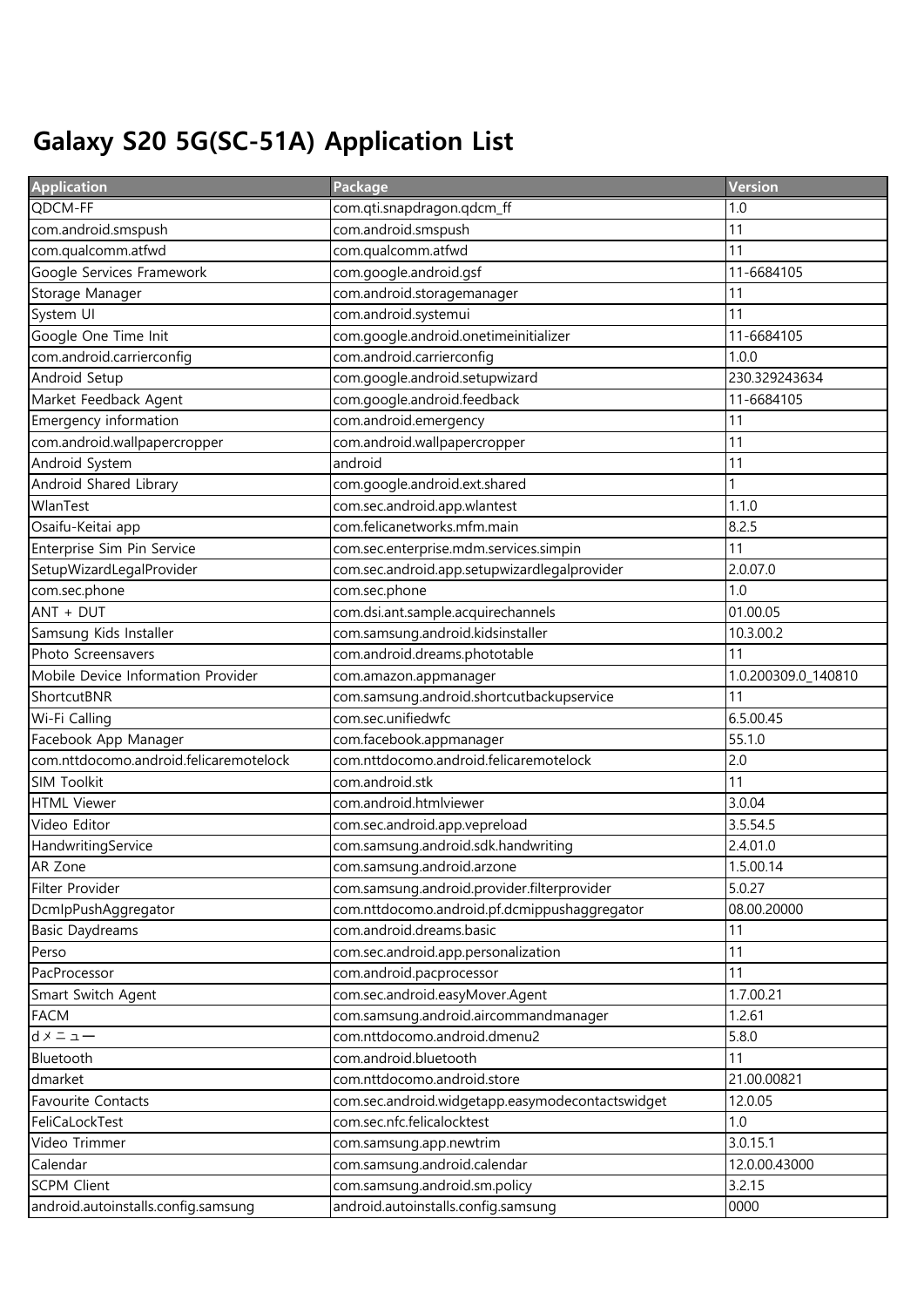# Galaxy S20 5G(SC-51A) Application List

| Application | Package | Version |
|---|---|---|
| QDCM-FF | com.qti.snapdragon.qdcm_ff | 1.0 |
| com.android.smspush | com.android.smspush | 11 |
| com.qualcomm.atfwd | com.qualcomm.atfwd | 11 |
| Google Services Framework | com.google.android.gsf | 11-6684105 |
| Storage Manager | com.android.storagemanager | 11 |
| System UI | com.android.systemui | 11 |
| Google One Time Init | com.google.android.onetimeinitializer | 11-6684105 |
| com.android.carrierconfig | com.android.carrierconfig | 1.0.0 |
| Android Setup | com.google.android.setupwizard | 230.329243634 |
| Market Feedback Agent | com.google.android.feedback | 11-6684105 |
| Emergency information | com.android.emergency | 11 |
| com.android.wallpapercropper | com.android.wallpapercropper | 11 |
| Android System | android | 11 |
| Android Shared Library | com.google.android.ext.shared | 1 |
| WlanTest | com.sec.android.app.wlantest | 1.1.0 |
| Osaifu-Keitai app | com.felicanetworks.mfm.main | 8.2.5 |
| Enterprise Sim Pin Service | com.sec.enterprise.mdm.services.simpin | 11 |
| SetupWizardLegalProvider | com.sec.android.app.setupwizardlegalprovider | 2.0.07.0 |
| com.sec.phone | com.sec.phone | 1.0 |
| ANT + DUT | com.dsi.ant.sample.acquirechannels | 01.00.05 |
| Samsung Kids Installer | com.samsung.android.kidsinstaller | 10.3.00.2 |
| Photo Screensavers | com.android.dreams.phototable | 11 |
| Mobile Device Information Provider | com.amazon.appmanager | 1.0.200309.0_140810 |
| ShortcutBNR | com.samsung.android.shortcutbackupservice | 11 |
| Wi-Fi Calling | com.sec.unifiedwfc | 6.5.00.45 |
| Facebook App Manager | com.facebook.appmanager | 55.1.0 |
| com.nttdocomo.android.felicaremotelock | com.nttdocomo.android.felicaremotelock | 2.0 |
| SIM Toolkit | com.android.stk | 11 |
| HTML Viewer | com.android.htmlviewer | 3.0.04 |
| Video Editor | com.sec.android.app.vepreload | 3.5.54.5 |
| HandwritingService | com.samsung.android.sdk.handwriting | 2.4.01.0 |
| AR Zone | com.samsung.android.arzone | 1.5.00.14 |
| Filter Provider | com.samsung.android.provider.filterprovider | 5.0.27 |
| DcmIpPushAggregator | com.nttdocomo.android.pf.dcmippushaggregator | 08.00.20000 |
| Basic Daydreams | com.android.dreams.basic | 11 |
| Perso | com.sec.android.app.personalization | 11 |
| PacProcessor | com.android.pacprocessor | 11 |
| Smart Switch Agent | com.sec.android.easyMover.Agent | 1.7.00.21 |
| FACM | com.samsung.android.aircommandmanager | 1.2.61 |
| dメニュー | com.nttdocomo.android.dmenu2 | 5.8.0 |
| Bluetooth | com.android.bluetooth | 11 |
| dmarket | com.nttdocomo.android.store | 21.00.00821 |
| Favourite Contacts | com.sec.android.widgetapp.easymodecontactswidget | 12.0.05 |
| FeliCaLockTest | com.sec.nfc.felicalocktest | 1.0 |
| Video Trimmer | com.samsung.app.newtrim | 3.0.15.1 |
| Calendar | com.samsung.android.calendar | 12.0.00.43000 |
| SCPM Client | com.samsung.android.sm.policy | 3.2.15 |
| android.autoinstalls.config.samsung | android.autoinstalls.config.samsung | 0000 |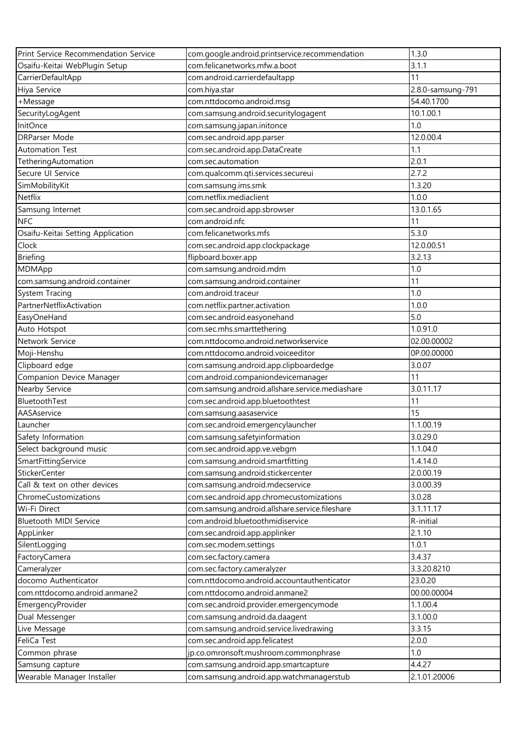| Print Service Recommendation Service | com.google.android.printservice.recommendation | 1.3.0 |
|---|---|---|
| Osaifu-Keitai WebPlugin Setup | com.felicanetworks.mfw.a.boot | 3.1.1 |
| CarrierDefaultApp | com.android.carrierdefaultapp | 11 |
| Hiya Service | com.hiya.star | 2.8.0-samsung-791 |
| +Message | com.nttdocomo.android.msg | 54.40.1700 |
| SecurityLogAgent | com.samsung.android.securitylogagent | 10.1.00.1 |
| InitOnce | com.samsung.japan.initonce | 1.0 |
| DRParser Mode | com.sec.android.app.parser | 12.0.00.4 |
| Automation Test | com.sec.android.app.DataCreate | 1.1 |
| TetheringAutomation | com.sec.automation | 2.0.1 |
| Secure UI Service | com.qualcomm.qti.services.secureui | 2.7.2 |
| SimMobilityKit | com.samsung.ims.smk | 1.3.20 |
| Netflix | com.netflix.mediaclient | 1.0.0 |
| Samsung Internet | com.sec.android.app.sbrowser | 13.0.1.65 |
| NFC | com.android.nfc | 11 |
| Osaifu-Keitai Setting Application | com.felicanetworks.mfs | 5.3.0 |
| Clock | com.sec.android.app.clockpackage | 12.0.00.51 |
| Briefing | flipboard.boxer.app | 3.2.13 |
| MDMApp | com.samsung.android.mdm | 1.0 |
| com.samsung.android.container | com.samsung.android.container | 11 |
| System Tracing | com.android.traceur | 1.0 |
| PartnerNetflixActivation | com.netflix.partner.activation | 1.0.0 |
| EasyOneHand | com.sec.android.easyonehand | 5.0 |
| Auto Hotspot | com.sec.mhs.smarttethering | 1.0.91.0 |
| Network Service | com.nttdocomo.android.networkservice | 02.00.00002 |
| Moji-Henshu | com.nttdocomo.android.voiceeditor | 0P.00.00000 |
| Clipboard edge | com.samsung.android.app.clipboardedge | 3.0.07 |
| Companion Device Manager | com.android.companiondevicemanager | 11 |
| Nearby Service | com.samsung.android.allshare.service.mediashare | 3.0.11.17 |
| BluetoothTest | com.sec.android.app.bluetoothtest | 11 |
| AASAservice | com.samsung.aasaservice | 15 |
| Launcher | com.sec.android.emergencylauncher | 1.1.00.19 |
| Safety Information | com.samsung.safetyinformation | 3.0.29.0 |
| Select background music | com.sec.android.app.ve.vebgm | 1.1.04.0 |
| SmartFittingService | com.samsung.android.smartfitting | 1.4.14.0 |
| StickerCenter | com.samsung.android.stickercenter | 2.0.00.19 |
| Call & text on other devices | com.samsung.android.mdecservice | 3.0.00.39 |
| ChromeCustomizations | com.sec.android.app.chromecustomizations | 3.0.28 |
| Wi-Fi Direct | com.samsung.android.allshare.service.fileshare | 3.1.11.17 |
| Bluetooth MIDI Service | com.android.bluetoothmidiservice | R-initial |
| AppLinker | com.sec.android.app.applinker | 2.1.10 |
| SilentLogging | com.sec.modem.settings | 1.0.1 |
| FactoryCamera | com.sec.factory.camera | 3.4.37 |
| Cameralyzer | com.sec.factory.cameralyzer | 3.3.20.8210 |
| docomo Authenticator | com.nttdocomo.android.accountauthenticator | 23.0.20 |
| com.nttdocomo.android.anmane2 | com.nttdocomo.android.anmane2 | 00.00.00004 |
| EmergencyProvider | com.sec.android.provider.emergencymode | 1.1.00.4 |
| Dual Messenger | com.samsung.android.da.daagent | 3.1.00.0 |
| Live Message | com.samsung.android.service.livedrawing | 3.3.15 |
| FeliCa Test | com.sec.android.app.felicatest | 2.0.0 |
| Common phrase | jp.co.omronsoft.mushroom.commonphrase | 1.0 |
| Samsung capture | com.samsung.android.app.smartcapture | 4.4.27 |
| Wearable Manager Installer | com.samsung.android.app.watchmanagerstub | 2.1.01.20006 |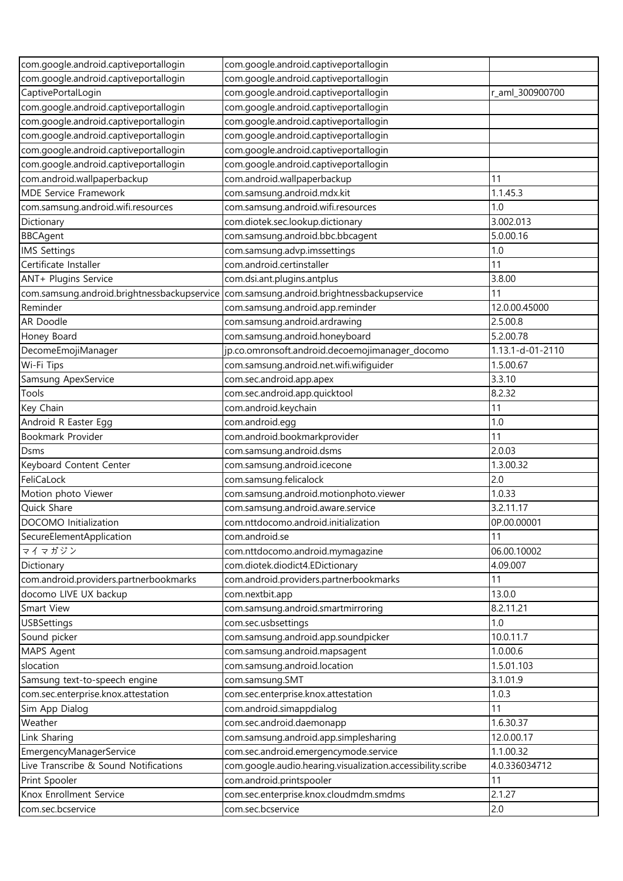| com.google.android.captiveportallogin | com.google.android.captiveportallogin | |
|---|---|---|
| com.google.android.captiveportallogin | com.google.android.captiveportallogin | |
| CaptivePortalLogin | com.google.android.captiveportallogin | r_aml_300900700 |
| com.google.android.captiveportallogin | com.google.android.captiveportallogin | |
| com.google.android.captiveportallogin | com.google.android.captiveportallogin | |
| com.google.android.captiveportallogin | com.google.android.captiveportallogin | |
| com.google.android.captiveportallogin | com.google.android.captiveportallogin | |
| com.google.android.captiveportallogin | com.google.android.captiveportallogin | |
| com.android.wallpaperbackup | com.android.wallpaperbackup | 11 |
| MDE Service Framework | com.samsung.android.mdx.kit | 1.1.45.3 |
| com.samsung.android.wifi.resources | com.samsung.android.wifi.resources | 1.0 |
| Dictionary | com.diotek.sec.lookup.dictionary | 3.002.013 |
| BBCAgent | com.samsung.android.bbc.bbcagent | 5.0.00.16 |
| IMS Settings | com.samsung.advp.imssettings | 1.0 |
| Certificate Installer | com.android.certinstaller | 11 |
| ANT+ Plugins Service | com.dsi.ant.plugins.antplus | 3.8.00 |
| com.samsung.android.brightnessbackupservice | com.samsung.android.brightnessbackupservice | 11 |
| Reminder | com.samsung.android.app.reminder | 12.0.00.45000 |
| AR Doodle | com.samsung.android.ardrawing | 2.5.00.8 |
| Honey Board | com.samsung.android.honeyboard | 5.2.00.78 |
| DecomeEmojiManager | jp.co.omronsoft.android.decoemojimanager_docomo | 1.13.1-d-01-2110 |
| Wi-Fi Tips | com.samsung.android.net.wifi.wifiguider | 1.5.00.67 |
| Samsung ApexService | com.sec.android.app.apex | 3.3.10 |
| Tools | com.sec.android.app.quicktool | 8.2.32 |
| Key Chain | com.android.keychain | 11 |
| Android R Easter Egg | com.android.egg | 1.0 |
| Bookmark Provider | com.android.bookmarkprovider | 11 |
| Dsms | com.samsung.android.dsms | 2.0.03 |
| Keyboard Content Center | com.samsung.android.icecone | 1.3.00.32 |
| FeliCaLock | com.samsung.felicalock | 2.0 |
| Motion photo Viewer | com.samsung.android.motionphoto.viewer | 1.0.33 |
| Quick Share | com.samsung.android.aware.service | 3.2.11.17 |
| DOCOMO Initialization | com.nttdocomo.android.initialization | 0P.00.00001 |
| SecureElementApplication | com.android.se | 11 |
| マイマガジン | com.nttdocomo.android.mymagazine | 06.00.10002 |
| Dictionary | com.diotek.diodict4.EDictionary | 4.09.007 |
| com.android.providers.partnerbookmarks | com.android.providers.partnerbookmarks | 11 |
| docomo LIVE UX backup | com.nextbit.app | 13.0.0 |
| Smart View | com.samsung.android.smartmirroring | 8.2.11.21 |
| USBSettings | com.sec.usbsettings | 1.0 |
| Sound picker | com.samsung.android.app.soundpicker | 10.0.11.7 |
| MAPS Agent | com.samsung.android.mapsagent | 1.0.00.6 |
| slocation | com.samsung.android.location | 1.5.01.103 |
| Samsung text-to-speech engine | com.samsung.SMT | 3.1.01.9 |
| com.sec.enterprise.knox.attestation | com.sec.enterprise.knox.attestation | 1.0.3 |
| Sim App Dialog | com.android.simappdialog | 11 |
| Weather | com.sec.android.daemonapp | 1.6.30.37 |
| Link Sharing | com.samsung.android.app.simplesharing | 12.0.00.17 |
| EmergencyManagerService | com.sec.android.emergencymode.service | 1.1.00.32 |
| Live Transcribe & Sound Notifications | com.google.audio.hearing.visualization.accessibility.scribe | 4.0.336034712 |
| Print Spooler | com.android.printspooler | 11 |
| Knox Enrollment Service | com.sec.enterprise.knox.cloudmdm.smdms | 2.1.27 |
| com.sec.bcservice | com.sec.bcservice | 2.0 |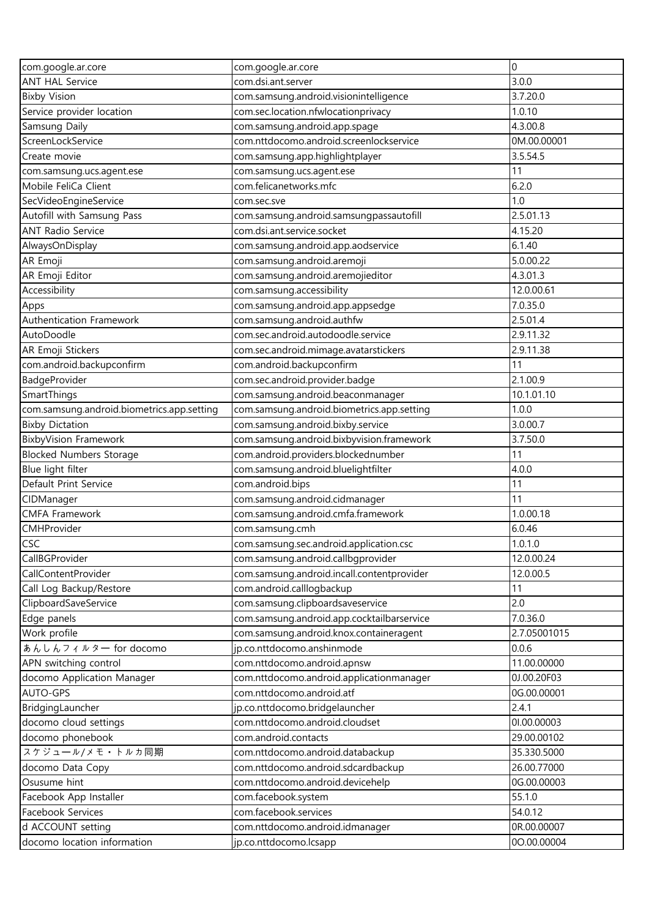| com.google.ar.core | com.google.ar.core | 0 |
|---|---|---|
| ANT HAL Service | com.dsi.ant.server | 3.0.0 |
| Bixby Vision | com.samsung.android.visionintelligence | 3.7.20.0 |
| Service provider location | com.sec.location.nfwlocationprivacy | 1.0.10 |
| Samsung Daily | com.samsung.android.app.spage | 4.3.00.8 |
| ScreenLockService | com.nttdocomo.android.screenlockservice | 0M.00.00001 |
| Create movie | com.samsung.app.highlightplayer | 3.5.54.5 |
| com.samsung.ucs.agent.ese | com.samsung.ucs.agent.ese | 11 |
| Mobile FeliCa Client | com.felicanetworks.mfc | 6.2.0 |
| SecVideoEngineService | com.sec.sve | 1.0 |
| Autofill with Samsung Pass | com.samsung.android.samsungpassautofill | 2.5.01.13 |
| ANT Radio Service | com.dsi.ant.service.socket | 4.15.20 |
| AlwaysOnDisplay | com.samsung.android.app.aodservice | 6.1.40 |
| AR Emoji | com.samsung.android.aremoji | 5.0.00.22 |
| AR Emoji Editor | com.samsung.android.aremojieditor | 4.3.01.3 |
| Accessibility | com.samsung.accessibility | 12.0.00.61 |
| Apps | com.samsung.android.app.appsedge | 7.0.35.0 |
| Authentication Framework | com.samsung.android.authfw | 2.5.01.4 |
| AutoDoodle | com.sec.android.autodoodle.service | 2.9.11.32 |
| AR Emoji Stickers | com.sec.android.mimage.avatarstickers | 2.9.11.38 |
| com.android.backupconfirm | com.android.backupconfirm | 11 |
| BadgeProvider | com.sec.android.provider.badge | 2.1.00.9 |
| SmartThings | com.samsung.android.beaconmanager | 10.1.01.10 |
| com.samsung.android.biometrics.app.setting | com.samsung.android.biometrics.app.setting | 1.0.0 |
| Bixby Dictation | com.samsung.android.bixby.service | 3.0.00.7 |
| BixbyVision Framework | com.samsung.android.bixbyvision.framework | 3.7.50.0 |
| Blocked Numbers Storage | com.android.providers.blockednumber | 11 |
| Blue light filter | com.samsung.android.bluelightfilter | 4.0.0 |
| Default Print Service | com.android.bips | 11 |
| CIDManager | com.samsung.android.cidmanager | 11 |
| CMFA Framework | com.samsung.android.cmfa.framework | 1.0.00.18 |
| CMHProvider | com.samsung.cmh | 6.0.46 |
| CSC | com.samsung.sec.android.application.csc | 1.0.1.0 |
| CallBGProvider | com.samsung.android.callbgprovider | 12.0.00.24 |
| CallContentProvider | com.samsung.android.incall.contentprovider | 12.0.00.5 |
| Call Log Backup/Restore | com.android.calllogbackup | 11 |
| ClipboardSaveService | com.samsung.clipboardsaveservice | 2.0 |
| Edge panels | com.samsung.android.app.cocktailbarservice | 7.0.36.0 |
| Work profile | com.samsung.android.knox.containeragent | 2.7.05001015 |
| あんしんフィルター for docomo | jp.co.nttdocomo.anshinmode | 0.0.6 |
| APN switching control | com.nttdocomo.android.apnsw | 11.00.00000 |
| docomo Application Manager | com.nttdocomo.android.applicationmanager | 0J.00.20F03 |
| AUTO-GPS | com.nttdocomo.android.atf | 0G.00.00001 |
| BridgingLauncher | jp.co.nttdocomo.bridgelauncher | 2.4.1 |
| docomo cloud settings | com.nttdocomo.android.cloudset | 0I.00.00003 |
| docomo phonebook | com.android.contacts | 29.00.00102 |
| スケジュール/メモ・トルカ同期 | com.nttdocomo.android.databackup | 35.330.5000 |
| docomo Data Copy | com.nttdocomo.android.sdcardbackup | 26.00.77000 |
| Osusume hint | com.nttdocomo.android.devicehelp | 0G.00.00003 |
| Facebook App Installer | com.facebook.system | 55.1.0 |
| Facebook Services | com.facebook.services | 54.0.12 |
| d ACCOUNT setting | com.nttdocomo.android.idmanager | 0R.00.00007 |
| docomo location information | jp.co.nttdocomo.lcsapp | 0O.00.00004 |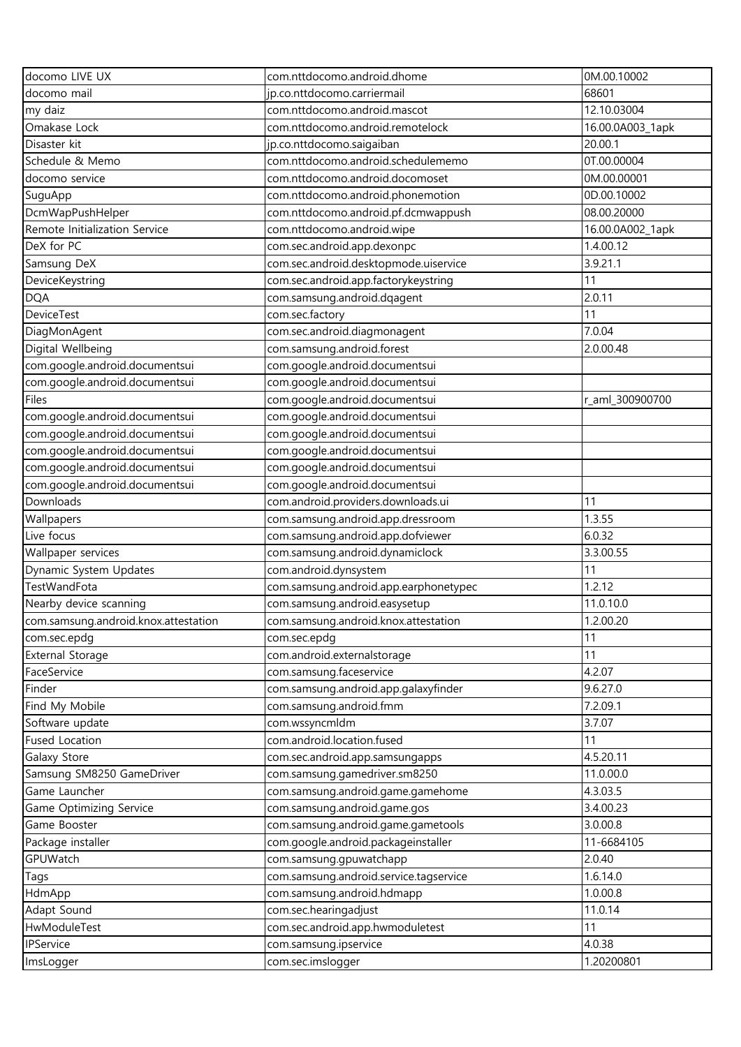| docomo LIVE UX | com.nttdocomo.android.dhome | 0M.00.10002 |
|---|---|---|
| docomo mail | jp.co.nttdocomo.carriermail | 68601 |
| my daiz | com.nttdocomo.android.mascot | 12.10.03004 |
| Omakase Lock | com.nttdocomo.android.remotelock | 16.00.0A003_1apk |
| Disaster kit | jp.co.nttdocomo.saigaiban | 20.00.1 |
| Schedule & Memo | com.nttdocomo.android.schedulememo | 0T.00.00004 |
| docomo service | com.nttdocomo.android.docomoset | 0M.00.00001 |
| SuguApp | com.nttdocomo.android.phonemotion | 0D.00.10002 |
| DcmWapPushHelper | com.nttdocomo.android.pf.dcmwappush | 08.00.20000 |
| Remote Initialization Service | com.nttdocomo.android.wipe | 16.00.0A002_1apk |
| DeX for PC | com.sec.android.app.dexonpc | 1.4.00.12 |
| Samsung DeX | com.sec.android.desktopmode.uiservice | 3.9.21.1 |
| DeviceKeystring | com.sec.android.app.factorykeystring | 11 |
| DQA | com.samsung.android.dqagent | 2.0.11 |
| DeviceTest | com.sec.factory | 11 |
| DiagMonAgent | com.sec.android.diagmonagent | 7.0.04 |
| Digital Wellbeing | com.samsung.android.forest | 2.0.00.48 |
| com.google.android.documentsui | com.google.android.documentsui | |
| com.google.android.documentsui | com.google.android.documentsui | |
| Files | com.google.android.documentsui | r_aml_300900700 |
| com.google.android.documentsui | com.google.android.documentsui | |
| com.google.android.documentsui | com.google.android.documentsui | |
| com.google.android.documentsui | com.google.android.documentsui | |
| com.google.android.documentsui | com.google.android.documentsui | |
| com.google.android.documentsui | com.google.android.documentsui | |
| Downloads | com.android.providers.downloads.ui | 11 |
| Wallpapers | com.samsung.android.app.dressroom | 1.3.55 |
| Live focus | com.samsung.android.app.dofviewer | 6.0.32 |
| Wallpaper services | com.samsung.android.dynamiclock | 3.3.00.55 |
| Dynamic System Updates | com.android.dynsystem | 11 |
| TestWandFota | com.samsung.android.app.earphonetypec | 1.2.12 |
| Nearby device scanning | com.samsung.android.easysetup | 11.0.10.0 |
| com.samsung.android.knox.attestation | com.samsung.android.knox.attestation | 1.2.00.20 |
| com.sec.epdg | com.sec.epdg | 11 |
| External Storage | com.android.externalstorage | 11 |
| FaceService | com.samsung.faceservice | 4.2.07 |
| Finder | com.samsung.android.app.galaxyfinder | 9.6.27.0 |
| Find My Mobile | com.samsung.android.fmm | 7.2.09.1 |
| Software update | com.wssyncmldm | 3.7.07 |
| Fused Location | com.android.location.fused | 11 |
| Galaxy Store | com.sec.android.app.samsungapps | 4.5.20.11 |
| Samsung SM8250 GameDriver | com.samsung.gamedriver.sm8250 | 11.0.00.0 |
| Game Launcher | com.samsung.android.game.gamehome | 4.3.03.5 |
| Game Optimizing Service | com.samsung.android.game.gos | 3.4.00.23 |
| Game Booster | com.samsung.android.game.gametools | 3.0.00.8 |
| Package installer | com.google.android.packageinstaller | 11-6684105 |
| GPUWatch | com.samsung.gpuwatchapp | 2.0.40 |
| Tags | com.samsung.android.service.tagservice | 1.6.14.0 |
| HdmApp | com.samsung.android.hdmapp | 1.0.00.8 |
| Adapt Sound | com.sec.hearingadjust | 11.0.14 |
| HwModuleTest | com.sec.android.app.hwmoduletest | 11 |
| IPService | com.samsung.ipservice | 4.0.38 |
| ImsLogger | com.sec.imslogger | 1.20200801 |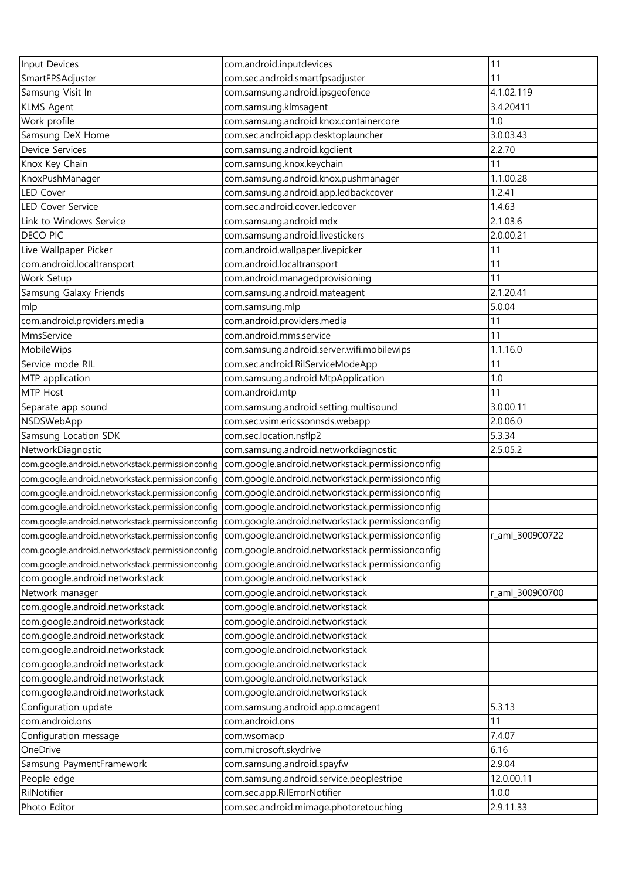| Input Devices | com.android.inputdevices | 11 |
|---|---|---|
| SmartFPSAdjuster | com.sec.android.smartfpsadjuster | 11 |
| Samsung Visit In | com.samsung.android.ipsgeofence | 4.1.02.119 |
| KLMS Agent | com.samsung.klmsagent | 3.4.20411 |
| Work profile | com.samsung.android.knox.containercore | 1.0 |
| Samsung DeX Home | com.sec.android.app.desktoplauncher | 3.0.03.43 |
| Device Services | com.samsung.android.kgclient | 2.2.70 |
| Knox Key Chain | com.samsung.knox.keychain | 11 |
| KnoxPushManager | com.samsung.android.knox.pushmanager | 1.1.00.28 |
| LED Cover | com.samsung.android.app.ledbackcover | 1.2.41 |
| LED Cover Service | com.sec.android.cover.ledcover | 1.4.63 |
| Link to Windows Service | com.samsung.android.mdx | 2.1.03.6 |
| DECO PIC | com.samsung.android.livestickers | 2.0.00.21 |
| Live Wallpaper Picker | com.android.wallpaper.livepicker | 11 |
| com.android.localtransport | com.android.localtransport | 11 |
| Work Setup | com.android.managedprovisioning | 11 |
| Samsung Galaxy Friends | com.samsung.android.mateagent | 2.1.20.41 |
| mlp | com.samsung.mlp | 5.0.04 |
| com.android.providers.media | com.android.providers.media | 11 |
| MmsService | com.android.mms.service | 11 |
| MobileWips | com.samsung.android.server.wifi.mobilewips | 1.1.16.0 |
| Service mode RIL | com.sec.android.RilServiceModeApp | 11 |
| MTP application | com.samsung.android.MtpApplication | 1.0 |
| MTP Host | com.android.mtp | 11 |
| Separate app sound | com.samsung.android.setting.multisound | 3.0.00.11 |
| NSDSWebApp | com.sec.vsim.ericssonnsds.webapp | 2.0.06.0 |
| Samsung Location SDK | com.sec.location.nsflp2 | 5.3.34 |
| NetworkDiagnostic | com.samsung.android.networkdiagnostic | 2.5.05.2 |
| com.google.android.networkstack.permissionconfig | com.google.android.networkstack.permissionconfig | |
| com.google.android.networkstack.permissionconfig | com.google.android.networkstack.permissionconfig | |
| com.google.android.networkstack.permissionconfig | com.google.android.networkstack.permissionconfig | |
| com.google.android.networkstack.permissionconfig | com.google.android.networkstack.permissionconfig | |
| com.google.android.networkstack.permissionconfig | com.google.android.networkstack.permissionconfig | |
| com.google.android.networkstack.permissionconfig | com.google.android.networkstack.permissionconfig | r_aml_300900722 |
| com.google.android.networkstack.permissionconfig | com.google.android.networkstack.permissionconfig | |
| com.google.android.networkstack.permissionconfig | com.google.android.networkstack.permissionconfig | |
| com.google.android.networkstack | com.google.android.networkstack | |
| Network manager | com.google.android.networkstack | r_aml_300900700 |
| com.google.android.networkstack | com.google.android.networkstack | |
| com.google.android.networkstack | com.google.android.networkstack | |
| com.google.android.networkstack | com.google.android.networkstack | |
| com.google.android.networkstack | com.google.android.networkstack | |
| com.google.android.networkstack | com.google.android.networkstack | |
| com.google.android.networkstack | com.google.android.networkstack | |
| com.google.android.networkstack | com.google.android.networkstack | |
| Configuration update | com.samsung.android.app.omcagent | 5.3.13 |
| com.android.ons | com.android.ons | 11 |
| Configuration message | com.wsomacp | 7.4.07 |
| OneDrive | com.microsoft.skydrive | 6.16 |
| Samsung PaymentFramework | com.samsung.android.spayfw | 2.9.04 |
| People edge | com.samsung.android.service.peoplestripe | 12.0.00.11 |
| RilNotifier | com.sec.app.RilErrorNotifier | 1.0.0 |
| Photo Editor | com.sec.android.mimage.photoretouching | 2.9.11.33 |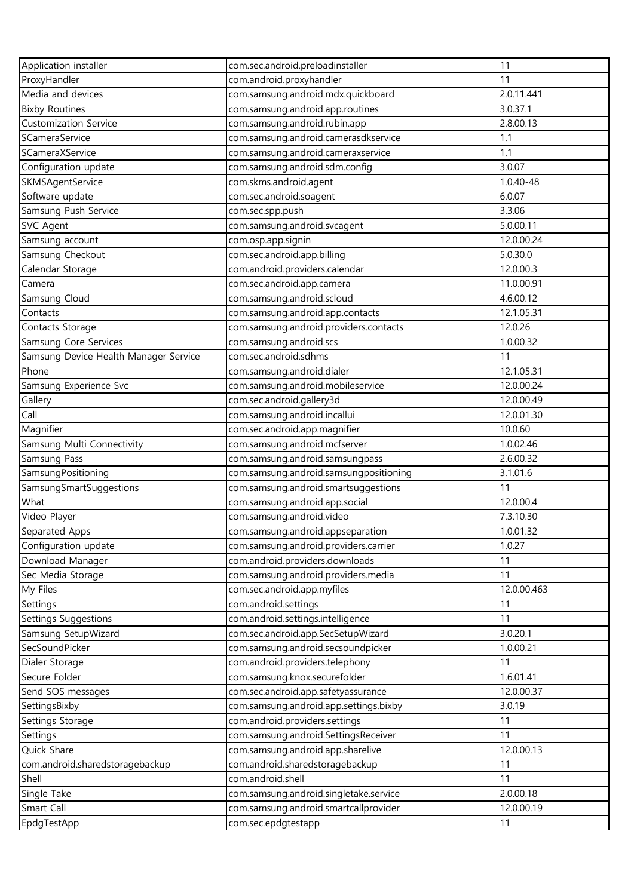| Application installer | com.sec.android.preloadinstaller | 11 |
|---|---|---|
| ProxyHandler | com.android.proxyhandler | 11 |
| Media and devices | com.samsung.android.mdx.quickboard | 2.0.11.441 |
| Bixby Routines | com.samsung.android.app.routines | 3.0.37.1 |
| Customization Service | com.samsung.android.rubin.app | 2.8.00.13 |
| SCameraService | com.samsung.android.camerasdkservice | 1.1 |
| SCameraXService | com.samsung.android.cameraxservice | 1.1 |
| Configuration update | com.samsung.android.sdm.config | 3.0.07 |
| SKMSAgentService | com.skms.android.agent | 1.0.40-48 |
| Software update | com.sec.android.soagent | 6.0.07 |
| Samsung Push Service | com.sec.spp.push | 3.3.06 |
| SVC Agent | com.samsung.android.svcagent | 5.0.00.11 |
| Samsung account | com.osp.app.signin | 12.0.00.24 |
| Samsung Checkout | com.sec.android.app.billing | 5.0.30.0 |
| Calendar Storage | com.android.providers.calendar | 12.0.00.3 |
| Camera | com.sec.android.app.camera | 11.0.00.91 |
| Samsung Cloud | com.samsung.android.scloud | 4.6.00.12 |
| Contacts | com.samsung.android.app.contacts | 12.1.05.31 |
| Contacts Storage | com.samsung.android.providers.contacts | 12.0.26 |
| Samsung Core Services | com.samsung.android.scs | 1.0.00.32 |
| Samsung Device Health Manager Service | com.sec.android.sdhms | 11 |
| Phone | com.samsung.android.dialer | 12.1.05.31 |
| Samsung Experience Svc | com.samsung.android.mobileservice | 12.0.00.24 |
| Gallery | com.sec.android.gallery3d | 12.0.00.49 |
| Call | com.samsung.android.incallui | 12.0.01.30 |
| Magnifier | com.sec.android.app.magnifier | 10.0.60 |
| Samsung Multi Connectivity | com.samsung.android.mcfserver | 1.0.02.46 |
| Samsung Pass | com.samsung.android.samsungpass | 2.6.00.32 |
| SamsungPositioning | com.samsung.android.samsungpositioning | 3.1.01.6 |
| SamsungSmartSuggestions | com.samsung.android.smartsuggestions | 11 |
| What | com.samsung.android.app.social | 12.0.00.4 |
| Video Player | com.samsung.android.video | 7.3.10.30 |
| Separated Apps | com.samsung.android.appseparation | 1.0.01.32 |
| Configuration update | com.samsung.android.providers.carrier | 1.0.27 |
| Download Manager | com.android.providers.downloads | 11 |
| Sec Media Storage | com.samsung.android.providers.media | 11 |
| My Files | com.sec.android.app.myfiles | 12.0.00.463 |
| Settings | com.android.settings | 11 |
| Settings Suggestions | com.android.settings.intelligence | 11 |
| Samsung SetupWizard | com.sec.android.app.SecSetupWizard | 3.0.20.1 |
| SecSoundPicker | com.samsung.android.secsoundpicker | 1.0.00.21 |
| Dialer Storage | com.android.providers.telephony | 11 |
| Secure Folder | com.samsung.knox.securefolder | 1.6.01.41 |
| Send SOS messages | com.sec.android.app.safetyassurance | 12.0.00.37 |
| SettingsBixby | com.samsung.android.app.settings.bixby | 3.0.19 |
| Settings Storage | com.android.providers.settings | 11 |
| Settings | com.samsung.android.SettingsReceiver | 11 |
| Quick Share | com.samsung.android.app.sharelive | 12.0.00.13 |
| com.android.sharedstoragebackup | com.android.sharedstoragebackup | 11 |
| Shell | com.android.shell | 11 |
| Single Take | com.samsung.android.singletake.service | 2.0.00.18 |
| Smart Call | com.samsung.android.smartcallprovider | 12.0.00.19 |
| EpdgTestApp | com.sec.epdgtestapp | 11 |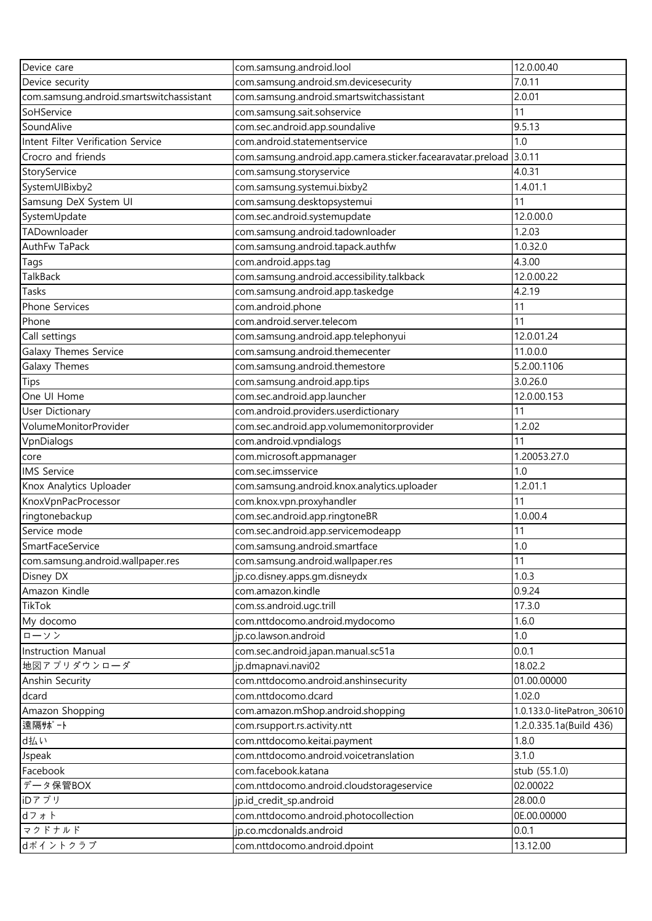| Device care | com.samsung.android.lool | 12.0.00.40 |
|---|---|---|
| Device security | com.samsung.android.sm.devicesecurity | 7.0.11 |
| com.samsung.android.smartswitchassistant | com.samsung.android.smartswitchassistant | 2.0.01 |
| SoHService | com.samsung.sait.sohservice | 11 |
| SoundAlive | com.sec.android.app.soundalive | 9.5.13 |
| Intent Filter Verification Service | com.android.statementservice | 1.0 |
| Crocro and friends | com.samsung.android.app.camera.sticker.facearavatar.preload | 3.0.11 |
| StoryService | com.samsung.storyservice | 4.0.31 |
| SystemUIBixby2 | com.samsung.systemui.bixby2 | 1.4.01.1 |
| Samsung DeX System UI | com.samsung.desktopsystemui | 11 |
| SystemUpdate | com.sec.android.systemupdate | 12.0.00.0 |
| TADownloader | com.samsung.android.tadownloader | 1.2.03 |
| AuthFw TaPack | com.samsung.android.tapack.authfw | 1.0.32.0 |
| Tags | com.android.apps.tag | 4.3.00 |
| TalkBack | com.samsung.android.accessibility.talkback | 12.0.00.22 |
| Tasks | com.samsung.android.app.taskedge | 4.2.19 |
| Phone Services | com.android.phone | 11 |
| Phone | com.android.server.telecom | 11 |
| Call settings | com.samsung.android.app.telephonyui | 12.0.01.24 |
| Galaxy Themes Service | com.samsung.android.themecenter | 11.0.0.0 |
| Galaxy Themes | com.samsung.android.themestore | 5.2.00.1106 |
| Tips | com.samsung.android.app.tips | 3.0.26.0 |
| One UI Home | com.sec.android.app.launcher | 12.0.00.153 |
| User Dictionary | com.android.providers.userdictionary | 11 |
| VolumeMonitorProvider | com.sec.android.app.volumemonitorprovider | 1.2.02 |
| VpnDialogs | com.android.vpndialogs | 11 |
| core | com.microsoft.appmanager | 1.20053.27.0 |
| IMS Service | com.sec.imsservice | 1.0 |
| Knox Analytics Uploader | com.samsung.android.knox.analytics.uploader | 1.2.01.1 |
| KnoxVpnPacProcessor | com.knox.vpn.proxyhandler | 11 |
| ringtonebackup | com.sec.android.app.ringtoneBR | 1.0.00.4 |
| Service mode | com.sec.android.app.servicemodeapp | 11 |
| SmartFaceService | com.samsung.android.smartface | 1.0 |
| com.samsung.android.wallpaper.res | com.samsung.android.wallpaper.res | 11 |
| Disney DX | jp.co.disney.apps.gm.disneydx | 1.0.3 |
| Amazon Kindle | com.amazon.kindle | 0.9.24 |
| TikTok | com.ss.android.ugc.trill | 17.3.0 |
| My docomo | com.nttdocomo.android.mydocomo | 1.6.0 |
| ローソン | jp.co.lawson.android | 1.0 |
| Instruction Manual | com.sec.android.japan.manual.sc51a | 0.0.1 |
| 地図アプリダウンローダ | jp.dmapnavi.navi02 | 18.02.2 |
| Anshin Security | com.nttdocomo.android.anshinsecurity | 01.00.00000 |
| dcard | com.nttdocomo.dcard | 1.02.0 |
| Amazon Shopping | com.amazon.mShop.android.shopping | 1.0.133.0-litePatron_30610 |
| 遠隔ｻﾎﾟｰﾄ | com.rsupport.rs.activity.ntt | 1.2.0.335.1a(Build 436) |
| d払い | com.nttdocomo.keitai.payment | 1.8.0 |
| Jspeak | com.nttdocomo.android.voicetranslation | 3.1.0 |
| Facebook | com.facebook.katana | stub (55.1.0) |
| データ保管BOX | com.nttdocomo.android.cloudstorageservice | 02.00022 |
| iDアプリ | jp.id_credit_sp.android | 28.00.0 |
| dフォト | com.nttdocomo.android.photocollection | 0E.00.00000 |
| マクドナルド | jp.co.mcdonalds.android | 0.0.1 |
| dポイントクラブ | com.nttdocomo.android.dpoint | 13.12.00 |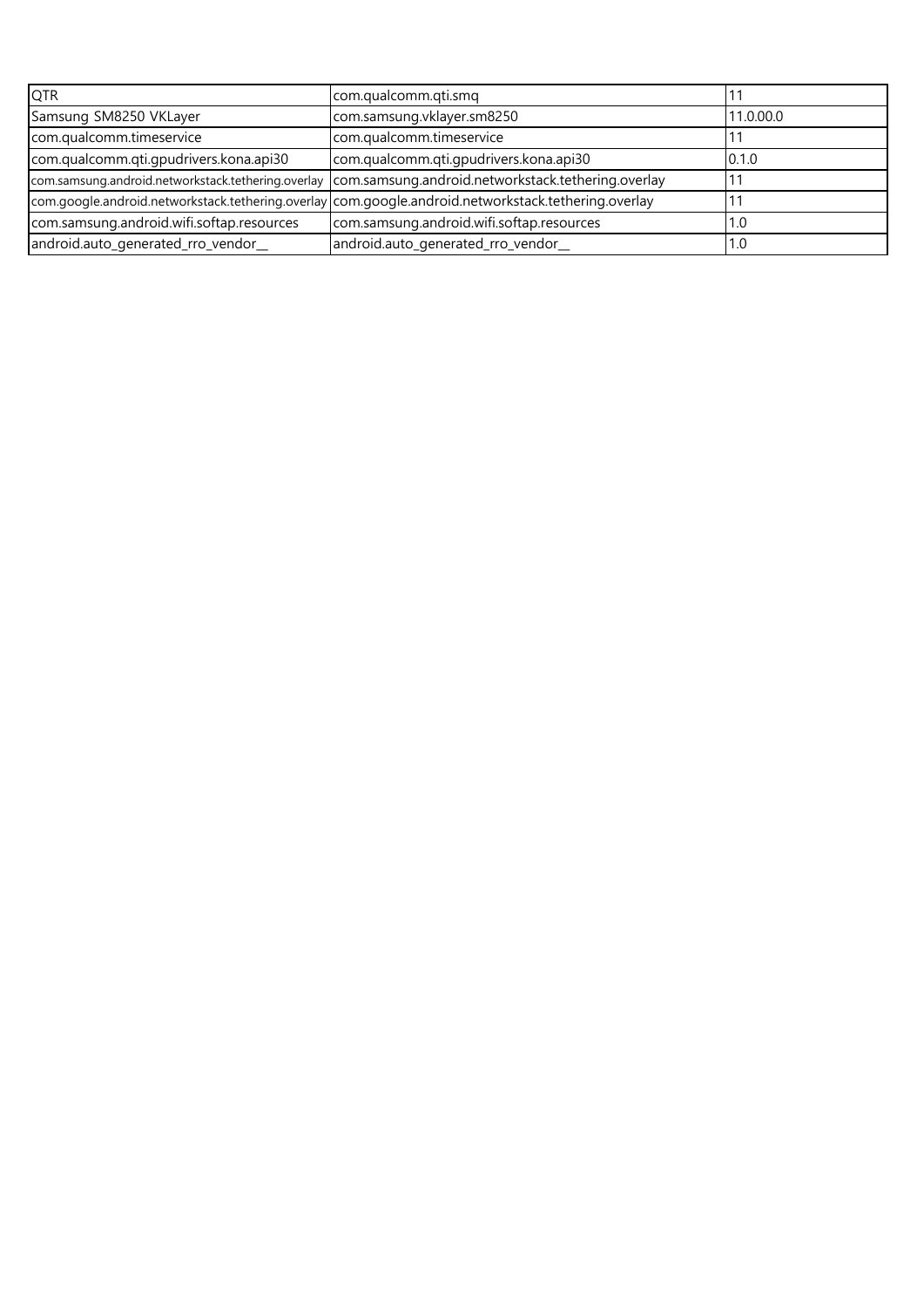| | | |
|---|---|---|
| QTR | com.qualcomm.qti.smq | 11 |
| Samsung SM8250 VKLayer | com.samsung.vklayer.sm8250 | 11.0.00.0 |
| com.qualcomm.timeservice | com.qualcomm.timeservice | 11 |
| com.qualcomm.qti.gpudrivers.kona.api30 | com.qualcomm.qti.gpudrivers.kona.api30 | 0.1.0 |
| com.samsung.android.networkstack.tethering.overlay | com.samsung.android.networkstack.tethering.overlay | 11 |
| com.google.android.networkstack.tethering.overlay | com.google.android.networkstack.tethering.overlay | 11 |
| com.samsung.android.wifi.softap.resources | com.samsung.android.wifi.softap.resources | 1.0 |
| android.auto_generated_rro_vendor__ | android.auto_generated_rro_vendor__ | 1.0 |